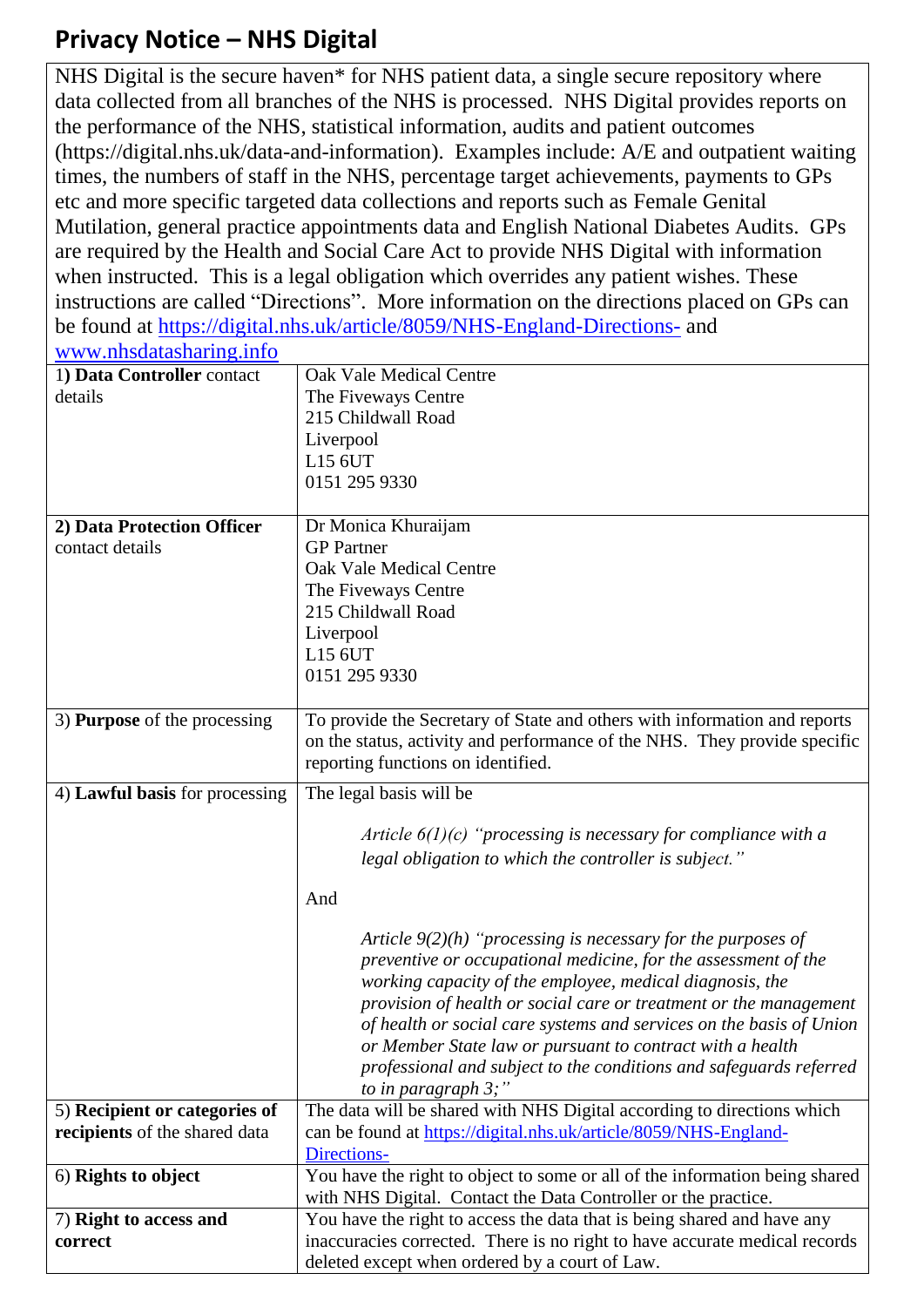# Privacy Notice – NHS Digital

NHS Digital is the secure haven* for NHS patient data, a single secure repository where data collected from all branches of the NHS is processed. NHS Digital provides reports on the performance of the NHS, statistical information, audits and patient outcomes (https://digital.nhs.uk/data-and-information). Examples include: A/E and outpatient waiting times, the numbers of staff in the NHS, percentage target achievements, payments to GPs etc and more specific targeted data collections and reports such as Female Genital Mutilation, general practice appointments data and English National Diabetes Audits. GPs are required by the Health and Social Care Act to provide NHS Digital with information when instructed. This is a legal obligation which overrides any patient wishes. These instructions are called "Directions". More information on the directions placed on GPs can be found at https://digital.nhs.uk/article/8059/NHS-England-Directions- and www.nhsdatasharing.info

| | |
|---|---|
| 1) **Data Controller** contact details | Oak Vale Medical Centre<br>The Fiveways Centre<br>215 Childwall Road<br>Liverpool<br>L15 6UT<br>0151 295 9330 |
| **2) Data Protection Officer** contact details | Dr Monica Khuraijam<br>GP Partner<br>Oak Vale Medical Centre<br>The Fiveways Centre<br>215 Childwall Road<br>Liverpool<br>L15 6UT<br>0151 295 9330 |
| 3) **Purpose** of the processing | To provide the Secretary of State and others with information and reports on the status, activity and performance of the NHS. They provide specific reporting functions on identified. |
| 4) **Lawful basis** for processing | The legal basis will be<br><br>*Article 6(1)(c) "processing is necessary for compliance with a legal obligation to which the controller is subject."*<br><br>And<br><br>*Article 9(2)(h) "processing is necessary for the purposes of preventive or occupational medicine, for the assessment of the working capacity of the employee, medical diagnosis, the provision of health or social care or treatment or the management of health or social care systems and services on the basis of Union or Member State law or pursuant to contract with a health professional and subject to the conditions and safeguards referred to in paragraph 3;"* |
| 5) **Recipient or categories of recipients** of the shared data | The data will be shared with NHS Digital according to directions which can be found at https://digital.nhs.uk/article/8059/NHS-England-Directions- |
| 6) **Rights to object** | You have the right to object to some or all of the information being shared with NHS Digital. Contact the Data Controller or the practice. |
| 7) **Right to access and correct** | You have the right to access the data that is being shared and have any inaccuracies corrected. There is no right to have accurate medical records deleted except when ordered by a court of Law. |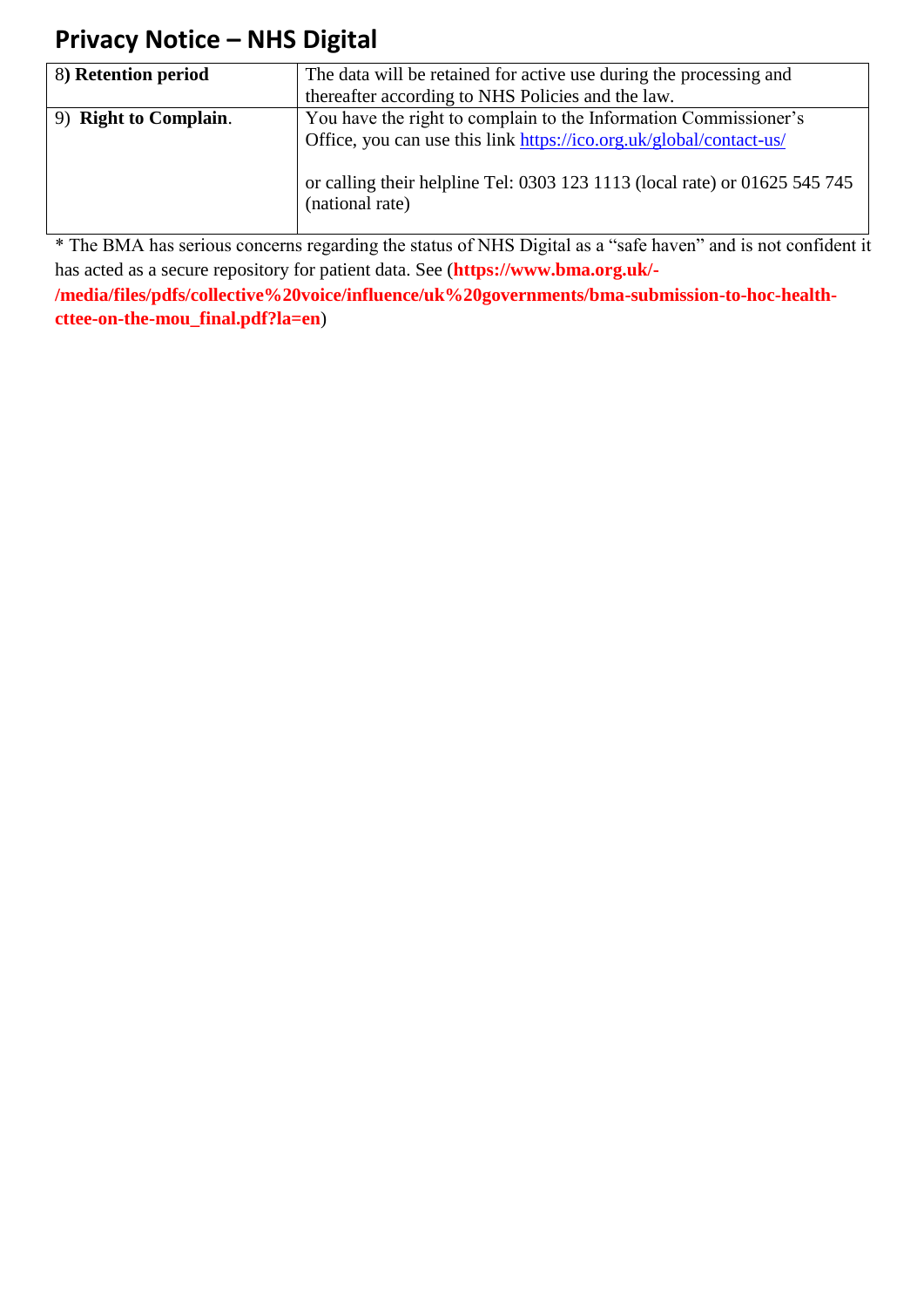# Privacy Notice – NHS Digital

| | |
|---|---|
| 8) **Retention period** | The data will be retained for active use during the processing and thereafter according to NHS Policies and the law. |
| 9) **Right to Complain**. | You have the right to complain to the Information Commissioner's Office, you can use this link https://ico.org.uk/global/contact-us/ <br><br> or calling their helpline Tel: 0303 123 1113 (local rate) or 01625 545 745 (national rate) |

* The BMA has serious concerns regarding the status of NHS Digital as a "safe haven" and is not confident it has acted as a secure repository for patient data. See (**https://www.bma.org.uk/-/media/files/pdfs/collective%20voice/influence/uk%20governments/bma-submission-to-hoc-health-cttee-on-the-mou_final.pdf?la=en**)